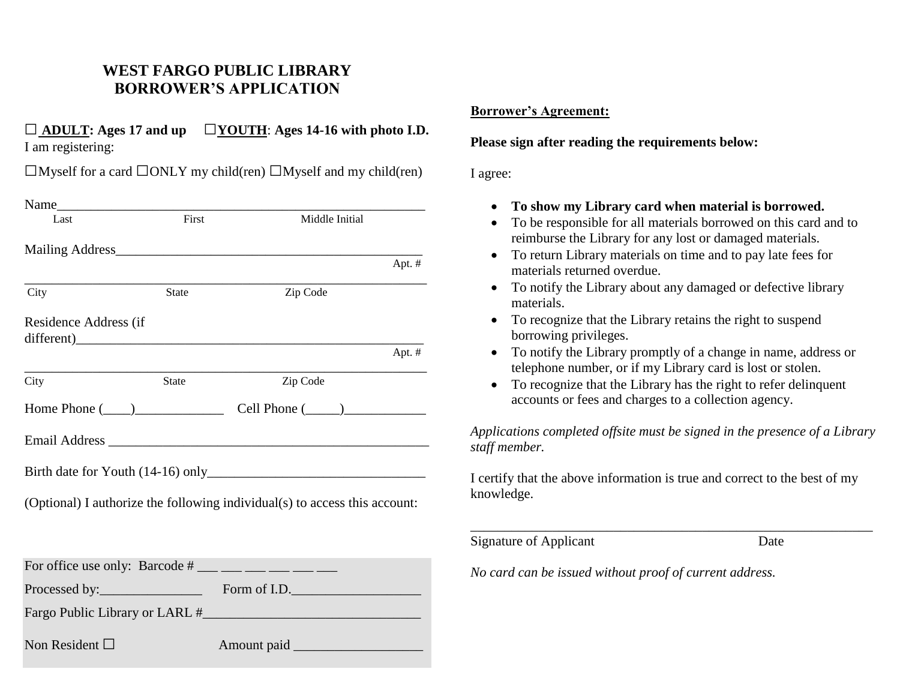# WEST FARGO PUBLIC LIBRARY
# BORROWER'S APPLICATION

☐ **ADULT: Ages 17 and up** ☐**YOUTH**: **Ages 14-16 with photo I.D.**

I am registering:

☐Myself for a card ☐ONLY my child(ren) ☐Myself and my child(ren)

Name_______________________________________________________
Last First Middle Initial

Mailing Address_______________________________________________
Apt. #

___________________________________________________________
City State Zip Code

Residence Address (if different)_______________________________________________
Apt. #

___________________________________________________________
City State Zip Code

Home Phone (____)_____________ Cell Phone (_____)____________

Email Address _________________________________________________

Birth date for Youth (14-16) only________________________________

(Optional) I authorize the following individual(s) to access this account:

For office use only: Barcode # ___ ___ ___ ___ ___ ___

Processed by:_______________ Form of I.D.__________________

Fargo Public Library or LARL #_______________________________

Non Resident ☐ Amount paid __________________

**Borrower's Agreement:**

**Please sign after reading the requirements below:**

I agree:

- **To show my Library card when material is borrowed.**
- To be responsible for all materials borrowed on this card and to reimburse the Library for any lost or damaged materials.
- To return Library materials on time and to pay late fees for materials returned overdue.
- To notify the Library about any damaged or defective library materials.
- To recognize that the Library retains the right to suspend borrowing privileges.
- To notify the Library promptly of a change in name, address or telephone number, or if my Library card is lost or stolen.
- To recognize that the Library has the right to refer delinquent accounts or fees and charges to a collection agency.

*Applications completed offsite must be signed in the presence of a Library staff member.*

I certify that the above information is true and correct to the best of my knowledge.

_____________________________________________________________
Signature of Applicant Date

*No card can be issued without proof of current address.*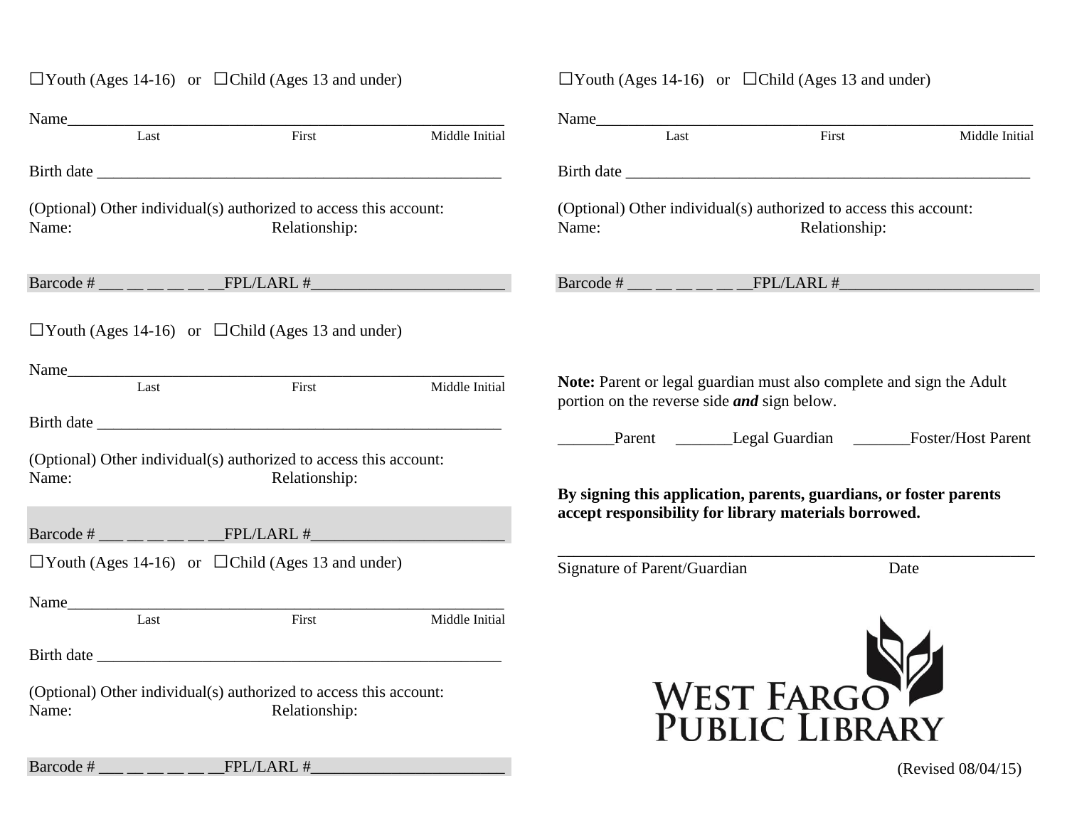☐Youth (Ages 14-16) or ☐Child (Ages 13 and under)

Name_______________________________________________________
Last First Middle Initial

Birth date ___________________________________________________

(Optional) Other individual(s) authorized to access this account:
Name: Relationship:

Barcode # ___ __ __ __ __ __FPL/LARL #_______________________

☐Youth (Ages 14-16) or ☐Child (Ages 13 and under)

Name_______________________________________________________
Last First Middle Initial

Birth date ___________________________________________________

(Optional) Other individual(s) authorized to access this account:
Name: Relationship:

Barcode # ___ __ __ __ __ __FPL/LARL #_______________________

☐Youth (Ages 14-16) or ☐Child (Ages 13 and under)

Name_______________________________________________________
Last First Middle Initial

Birth date ___________________________________________________

(Optional) Other individual(s) authorized to access this account:
Name: Relationship:

Barcode # ___ __ __ __ __ __FPL/LARL #_______________________

☐Youth (Ages 14-16) or ☐Child (Ages 13 and under)

Name_______________________________________________________
Last First Middle Initial

Birth date ___________________________________________________

(Optional) Other individual(s) authorized to access this account:
Name: Relationship:

Barcode # ___ __ __ __ __ __FPL/LARL #_______________________

**Note:** Parent or legal guardian must also complete and sign the Adult portion on the reverse side ***and*** sign below.

_______Parent _______Legal Guardian _______Foster/Host Parent

**By signing this application, parents, guardians, or foster parents accept responsibility for library materials borrowed.**

_____________________________________________________________
Signature of Parent/Guardian Date

WEST FARGO PUBLIC LIBRARY

(Revised 08/04/15)